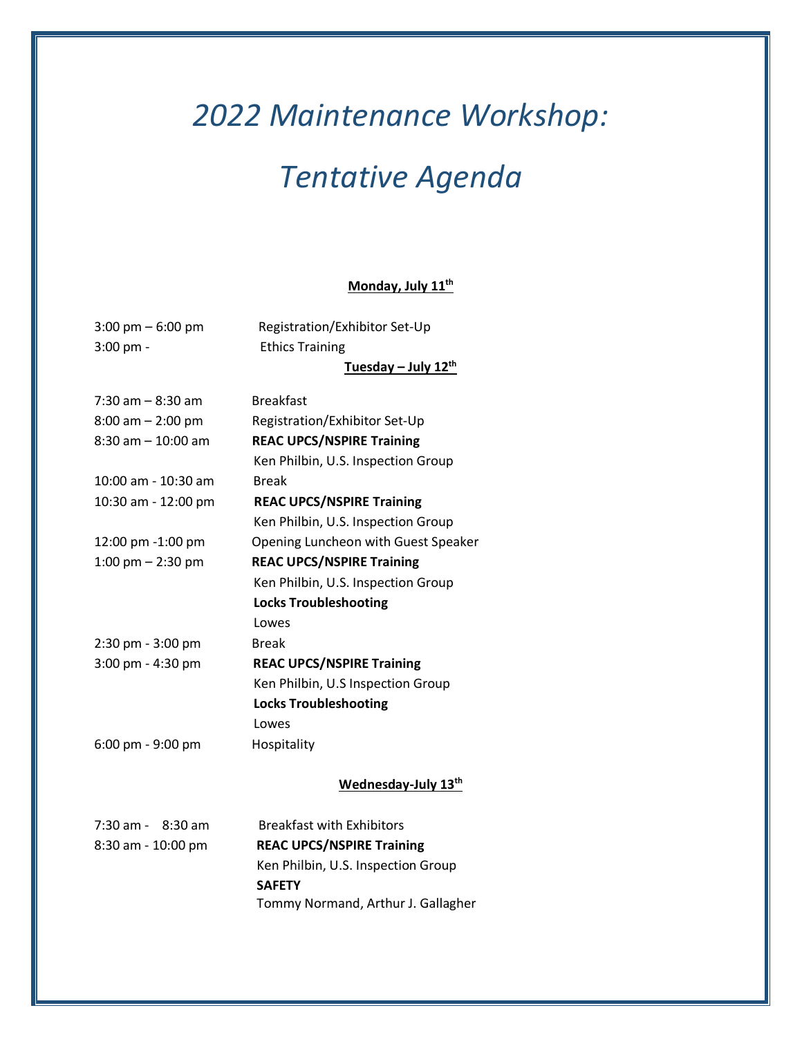# *2022 Maintenance Workshop:*

# *Tentative Agenda*

### Monday, July 11th

| | |
|---|---|
| 3:00 pm – 6:00 pm | Registration/Exhibitor Set-Up |
| 3:00 pm - | Ethics Training |

### Tuesday – July 12th

| | |
|---|---|
| 7:30 am – 8:30 am | Breakfast |
| 8:00 am – 2:00 pm | Registration/Exhibitor Set-Up |
| 8:30 am – 10:00 am | **REAC UPCS/NSPIRE Training**<br>Ken Philbin, U.S. Inspection Group |
| 10:00 am - 10:30 am | Break |
| 10:30 am - 12:00 pm | **REAC UPCS/NSPIRE Training**<br>Ken Philbin, U.S. Inspection Group |
| 12:00 pm -1:00 pm | Opening Luncheon with Guest Speaker |
| 1:00 pm – 2:30 pm | **REAC UPCS/NSPIRE Training**<br>Ken Philbin, U.S. Inspection Group<br>**Locks Troubleshooting**<br>Lowes |
| 2:30 pm - 3:00 pm | Break |
| 3:00 pm - 4:30 pm | **REAC UPCS/NSPIRE Training**<br>Ken Philbin, U.S Inspection Group<br>**Locks Troubleshooting**<br>Lowes |
| 6:00 pm - 9:00 pm | Hospitality |

### Wednesday-July 13th

| | |
|---|---|
| 7:30 am - 8:30 am | Breakfast with Exhibitors |
| 8:30 am - 10:00 pm | **REAC UPCS/NSPIRE Training**<br>Ken Philbin, U.S. Inspection Group<br>**SAFETY**<br>Tommy Normand, Arthur J. Gallagher |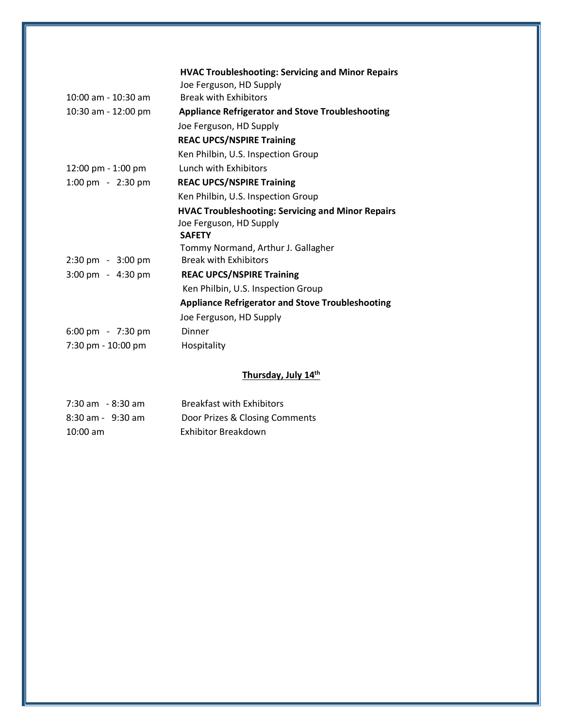| | |
|---|---|
| | **HVAC Troubleshooting: Servicing and Minor Repairs** |
| | Joe Ferguson, HD Supply |
| 10:00 am - 10:30 am | Break with Exhibitors |
| 10:30 am - 12:00 pm | **Appliance Refrigerator and Stove Troubleshooting** |
| | Joe Ferguson, HD Supply |
| | **REAC UPCS/NSPIRE Training** |
| | Ken Philbin, U.S. Inspection Group |
| 12:00 pm - 1:00 pm | Lunch with Exhibitors |
| 1:00 pm - 2:30 pm | **REAC UPCS/NSPIRE Training** |
| | Ken Philbin, U.S. Inspection Group |
| | **HVAC Troubleshooting: Servicing and Minor Repairs** |
| | Joe Ferguson, HD Supply |
| | **SAFETY** |
| | Tommy Normand, Arthur J. Gallagher |
| 2:30 pm - 3:00 pm | Break with Exhibitors |
| 3:00 pm - 4:30 pm | **REAC UPCS/NSPIRE Training** |
| | Ken Philbin, U.S. Inspection Group |
| | **Appliance Refrigerator and Stove Troubleshooting** |
| | Joe Ferguson, HD Supply |
| 6:00 pm - 7:30 pm | Dinner |
| 7:30 pm - 10:00 pm | Hospitality |

**Thursday, July 14th**

| | |
|---|---|
| 7:30 am - 8:30 am | Breakfast with Exhibitors |
| 8:30 am - 9:30 am | Door Prizes & Closing Comments |
| 10:00 am | Exhibitor Breakdown |